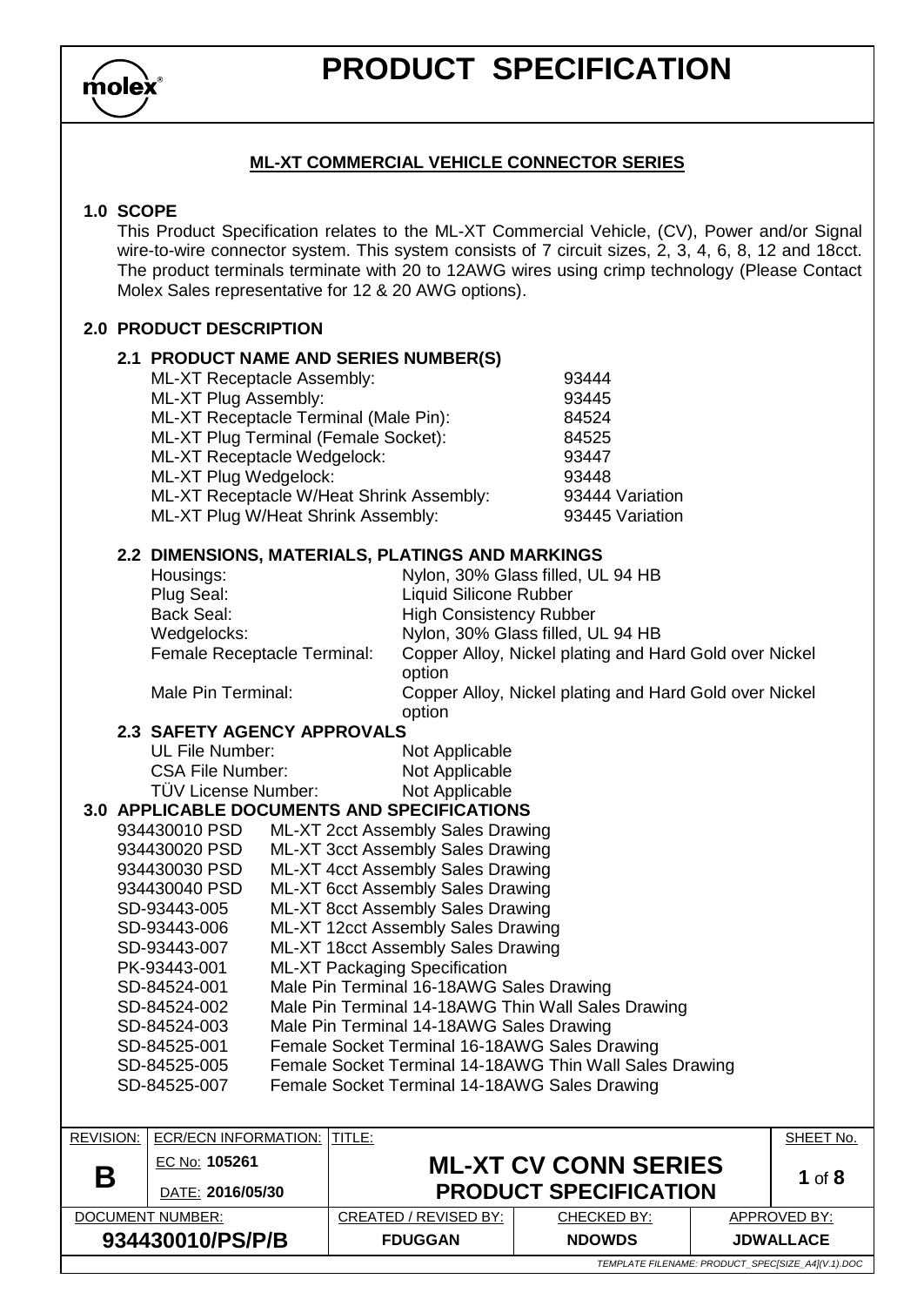# PRODUCT SPECIFICATION

## ML-XT COMMERCIAL VEHICLE CONNECTOR SERIES

## 1.0 SCOPE

This Product Specification relates to the ML-XT Commercial Vehicle, (CV), Power and/or Signal wire-to-wire connector system. This system consists of 7 circuit sizes, 2, 3, 4, 6, 8, 12 and 18cct. The product terminals terminate with 20 to 12AWG wires using crimp technology (Please Contact Molex Sales representative for 12 & 20 AWG options).

## 2.0 PRODUCT DESCRIPTION

### 2.1 PRODUCT NAME AND SERIES NUMBER(S)

| | |
|---|---|
| ML-XT Receptacle Assembly: | 93444 |
| ML-XT Plug Assembly: | 93445 |
| ML-XT Receptacle Terminal (Male Pin): | 84524 |
| ML-XT Plug Terminal (Female Socket): | 84525 |
| ML-XT Receptacle Wedgelock: | 93447 |
| ML-XT Plug Wedgelock: | 93448 |
| ML-XT Receptacle W/Heat Shrink Assembly: | 93444 Variation |
| ML-XT Plug W/Heat Shrink Assembly: | 93445 Variation |

### 2.2 DIMENSIONS, MATERIALS, PLATINGS AND MARKINGS

| | |
|---|---|
| Housings: | Nylon, 30% Glass filled, UL 94 HB |
| Plug Seal: | Liquid Silicone Rubber |
| Back Seal: | High Consistency Rubber |
| Wedgelocks: | Nylon, 30% Glass filled, UL 94 HB |
| Female Receptacle Terminal: | Copper Alloy, Nickel plating and Hard Gold over Nickel option |
| Male Pin Terminal: | Copper Alloy, Nickel plating and Hard Gold over Nickel option |

### 2.3 SAFETY AGENCY APPROVALS

| | |
|---|---|
| UL File Number: | Not Applicable |
| CSA File Number: | Not Applicable |
| TÜV License Number: | Not Applicable |

## 3.0 APPLICABLE DOCUMENTS AND SPECIFICATIONS

| | |
|---|---|
| 934430010 PSD | ML-XT 2cct Assembly Sales Drawing |
| 934430020 PSD | ML-XT 3cct Assembly Sales Drawing |
| 934430030 PSD | ML-XT 4cct Assembly Sales Drawing |
| 934430040 PSD | ML-XT 6cct Assembly Sales Drawing |
| SD-93443-005 | ML-XT 8cct Assembly Sales Drawing |
| SD-93443-006 | ML-XT 12cct Assembly Sales Drawing |
| SD-93443-007 | ML-XT 18cct Assembly Sales Drawing |
| PK-93443-001 | ML-XT Packaging Specification |
| SD-84524-001 | Male Pin Terminal 16-18AWG Sales Drawing |
| SD-84524-002 | Male Pin Terminal 14-18AWG Thin Wall Sales Drawing |
| SD-84524-003 | Male Pin Terminal 14-18AWG Sales Drawing |
| SD-84525-001 | Female Socket Terminal 16-18AWG Sales Drawing |
| SD-84525-005 | Female Socket Terminal 14-18AWG Thin Wall Sales Drawing |
| SD-84525-007 | Female Socket Terminal 14-18AWG Sales Drawing |

| REVISION: | ECR/ECN INFORMATION: | TITLE: | | |
|---|---|---|---|---|
| B | EC No: 105261 DATE: 2016/05/30 | ML-XT CV CONN SERIES PRODUCT SPECIFICATION | | |
| DOCUMENT NUMBER: | | CREATED / REVISED BY: | CHECKED BY: | APPROVED BY: |
| 934430010/PS/P/B | | FDUGGAN | NDOWDS | JDWALLACE |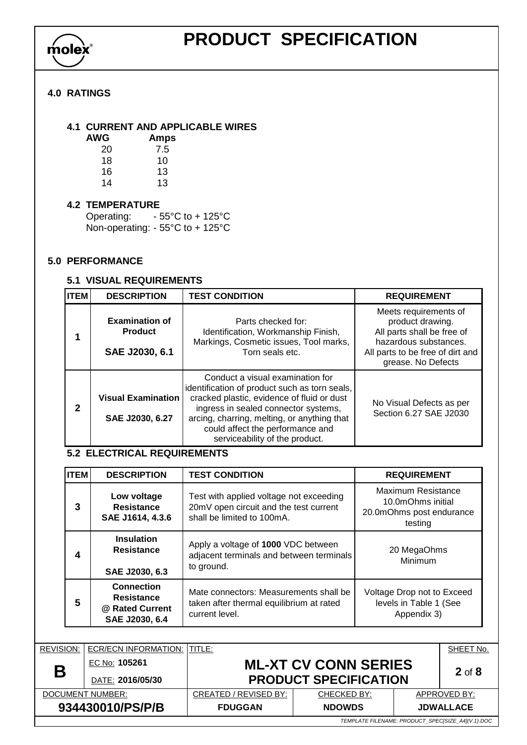## 4.0 RATINGS

### 4.1 CURRENT AND APPLICABLE WIRES

| AWG | Amps |
|---|---|
| 20 | 7.5 |
| 18 | 10 |
| 16 | 13 |
| 14 | 13 |

### 4.2 TEMPERATURE

Operating: - 55°C to + 125°C
Non-operating: - 55°C to + 125°C

## 5.0 PERFORMANCE

### 5.1 VISUAL REQUIREMENTS

| ITEM | DESCRIPTION | TEST CONDITION | REQUIREMENT |
|---|---|---|---|
| 1 | **Examination of Product** **SAE J2030, 6.1** | Parts checked for: Identification, Workmanship Finish, Markings, Cosmetic issues, Tool marks, Torn seals etc. | Meets requirements of product drawing. All parts shall be free of hazardous substances. All parts to be free of dirt and grease. No Defects |
| 2 | **Visual Examination** **SAE J2030, 6.27** | Conduct a visual examination for identification of product such as torn seals, cracked plastic, evidence of fluid or dust ingress in sealed connector systems, arcing, charring, melting, or anything that could affect the performance and serviceability of the product. | No Visual Defects as per Section 6.27 SAE J2030 |

### 5.2 ELECTRICAL REQUIREMENTS

| ITEM | DESCRIPTION | TEST CONDITION | REQUIREMENT |
|---|---|---|---|
| 3 | **Low voltage Resistance SAE J1614, 4.3.6** | Test with applied voltage not exceeding 20mV open circuit and the test current shall be limited to 100mA. | Maximum Resistance 10.0mOhms initial 20.0mOhms post endurance testing |
| 4 | **Insulation Resistance** **SAE J2030, 6.3** | Apply a voltage of **1000** VDC between adjacent terminals and between terminals to ground. | 20 MegaOhms Minimum |
| 5 | **Connection Resistance @ Rated Current SAE J2030, 6.4** | Mate connectors: Measurements shall be taken after thermal equilibrium at rated current level. | Voltage Drop not to Exceed levels in Table 1 (See Appendix 3) |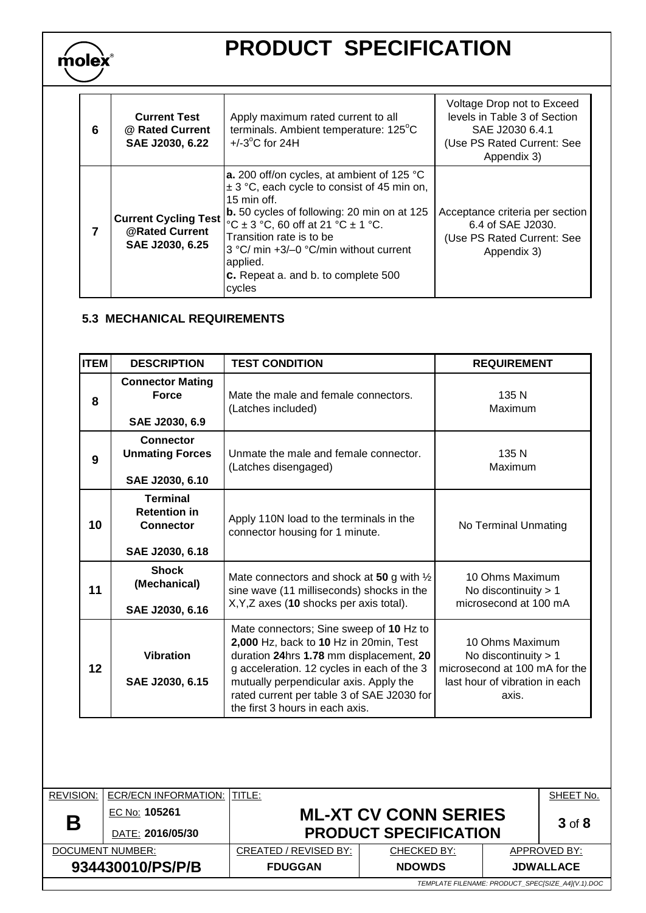| 6 | **Current Test @ Rated Current SAE J2030, 6.22** | Apply maximum rated current to all terminals. Ambient temperature: 125°C +/-3°C for 24H | Voltage Drop not to Exceed levels in Table 3 of Section SAE J2030 6.4.1 (Use PS Rated Current: See Appendix 3) |
|---|---|---|---|
| 7 | **Current Cycling Test @Rated Current SAE J2030, 6.25** | **a.** 200 off/on cycles, at ambient of 125 °C ± 3 °C, each cycle to consist of 45 min on, 15 min off.<br>**b.** 50 cycles of following: 20 min on at 125 °C ± 3 °C, 60 off at 21 °C ± 1 °C. Transition rate is to be 3 °C/ min +3/–0 °C/min without current applied.<br>**c.** Repeat a. and b. to complete 500 cycles | Acceptance criteria per section 6.4 of SAE J2030. (Use PS Rated Current: See Appendix 3) |

### 5.3 MECHANICAL REQUIREMENTS

| ITEM | DESCRIPTION | TEST CONDITION | REQUIREMENT |
|---|---|---|---|
| 8 | **Connector Mating Force**<br><br>**SAE J2030, 6.9** | Mate the male and female connectors. (Latches included) | 135 N Maximum |
| 9 | **Connector Unmating Forces**<br><br>**SAE J2030, 6.10** | Unmate the male and female connector. (Latches disengaged) | 135 N Maximum |
| 10 | **Terminal Retention in Connector**<br><br>**SAE J2030, 6.18** | Apply 110N load to the terminals in the connector housing for 1 minute. | No Terminal Unmating |
| 11 | **Shock (Mechanical)**<br><br>**SAE J2030, 6.16** | Mate connectors and shock at **50** g with ½ sine wave (11 milliseconds) shocks in the X,Y,Z axes (**10** shocks per axis total). | 10 Ohms Maximum<br>No discontinuity > 1 microsecond at 100 mA |
| 12 | **Vibration**<br><br>**SAE J2030, 6.15** | Mate connectors; Sine sweep of **10** Hz to **2,000** Hz, back to **10** Hz in 20min, Test duration **24**hrs **1.78** mm displacement, **20** g acceleration. 12 cycles in each of the 3 mutually perpendicular axis. Apply the rated current per table 3 of SAE J2030 for the first 3 hours in each axis. | 10 Ohms Maximum<br>No discontinuity > 1 microsecond at 100 mA for the last hour of vibration in each axis. |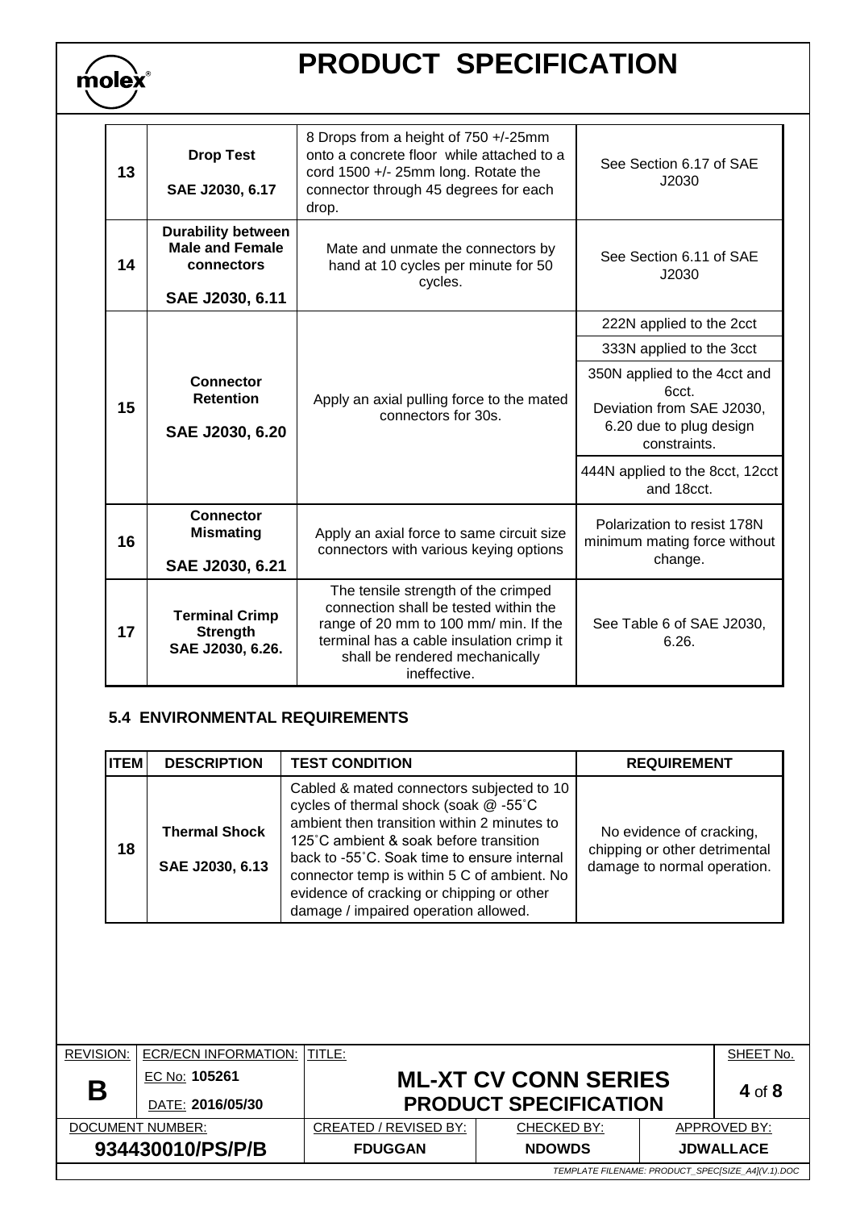# PRODUCT SPECIFICATION

| | | | |
|---|---|---|---|
| 13 | **Drop Test**<br><br>**SAE J2030, 6.17** | 8 Drops from a height of 750 +/-25mm onto a concrete floor while attached to a cord 1500 +/- 25mm long. Rotate the connector through 45 degrees for each drop. | See Section 6.17 of SAE J2030 |
| 14 | **Durability between Male and Female connectors**<br><br>**SAE J2030, 6.11** | Mate and unmate the connectors by hand at 10 cycles per minute for 50 cycles. | See Section 6.11 of SAE J2030 |
| 15 | **Connector Retention**<br><br>**SAE J2030, 6.20** | Apply an axial pulling force to the mated connectors for 30s. | 222N applied to the 2cct |
| | | | 333N applied to the 3cct |
| | | | 350N applied to the 4cct and 6cct.<br>Deviation from SAE J2030, 6.20 due to plug design constraints. |
| | | | 444N applied to the 8cct, 12cct and 18cct. |
| 16 | **Connector Mismating**<br><br>**SAE J2030, 6.21** | Apply an axial force to same circuit size connectors with various keying options | Polarization to resist 178N minimum mating force without change. |
| 17 | **Terminal Crimp Strength**<br>**SAE J2030, 6.26.** | The tensile strength of the crimped connection shall be tested within the range of 20 mm to 100 mm/ min. If the terminal has a cable insulation crimp it shall be rendered mechanically ineffective. | See Table 6 of SAE J2030, 6.26. |

### 5.4 ENVIRONMENTAL REQUIREMENTS

| ITEM | DESCRIPTION | TEST CONDITION | REQUIREMENT |
|---|---|---|---|
| 18 | **Thermal Shock**<br><br>**SAE J2030, 6.13** | Cabled & mated connectors subjected to 10 cycles of thermal shock (soak @ -55˚C ambient then transition within 2 minutes to 125˚C ambient & soak before transition back to -55˚C. Soak time to ensure internal connector temp is within 5 C of ambient. No evidence of cracking or chipping or other damage / impaired operation allowed. | No evidence of cracking, chipping or other detrimental damage to normal operation. |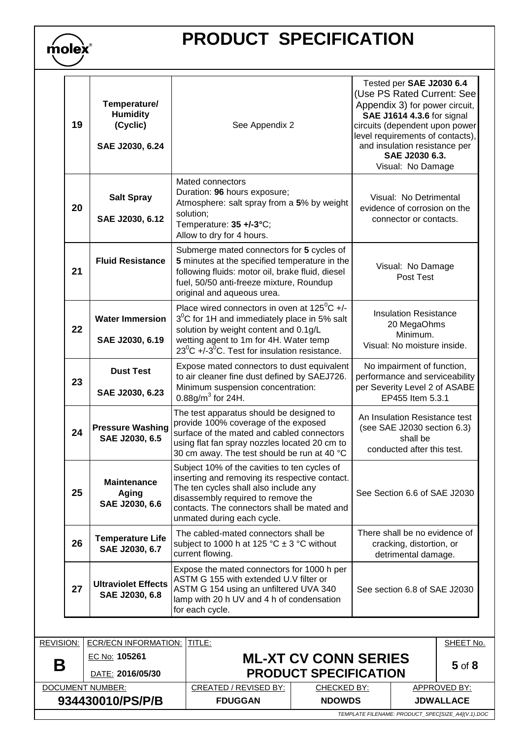# PRODUCT SPECIFICATION

| | | | |
|---|---|---|---|
| 19 | **Temperature/ Humidity (Cyclic)** **SAE J2030, 6.24** | See Appendix 2 | Tested per **SAE J2030 6.4** (Use PS Rated Current: See Appendix 3) for power circuit, **SAE J1614 4.3.6** for signal circuits (dependent upon power level requirements of contacts), and insulation resistance per **SAE J2030 6.3.** Visual: No Damage |
| 20 | **Salt Spray** **SAE J2030, 6.12** | Mated connectors Duration: **96** hours exposure; Atmosphere: salt spray from a **5**% by weight solution; Temperature: **35 +/-3°**C; Allow to dry for 4 hours. | Visual: No Detrimental evidence of corrosion on the connector or contacts. |
| 21 | **Fluid Resistance** | Submerge mated connectors for **5** cycles of **5** minutes at the specified temperature in the following fluids: motor oil, brake fluid, diesel fuel, 50/50 anti-freeze mixture, Roundup original and aqueous urea. | Visual: No Damage Post Test |
| 22 | **Water Immersion** **SAE J2030, 6.19** | Place wired connectors in oven at $125^0$C +/- $3^0$C for 1H and immediately place in 5% salt solution by weight content and 0.1g/L wetting agent to 1m for 4H. Water temp $23^0$C +/-$3^0$C. Test for insulation resistance. | Insulation Resistance 20 MegaOhms Minimum. Visual: No moisture inside. |
| 23 | **Dust Test** **SAE J2030, 6.23** | Expose mated connectors to dust equivalent to air cleaner fine dust defined by SAEJ726. Minimum suspension concentration: 0.88g/$m^3$ for 24H. | No impairment of function, performance and serviceability per Severity Level 2 of ASABE EP455 Item 5.3.1 |
| 24 | **Pressure Washing SAE J2030, 6.5** | The test apparatus should be designed to provide 100% coverage of the exposed surface of the mated and cabled connectors using flat fan spray nozzles located 20 cm to 30 cm away. The test should be run at 40 °C | An Insulation Resistance test (see SAE J2030 section 6.3) shall be conducted after this test. |
| 25 | **Maintenance Aging SAE J2030, 6.6** | Subject 10% of the cavities to ten cycles of inserting and removing its respective contact. The ten cycles shall also include any disassembly required to remove the contacts. The connectors shall be mated and unmated during each cycle. | See Section 6.6 of SAE J2030 |
| 26 | **Temperature Life SAE J2030, 6.7** | The cabled-mated connectors shall be subject to 1000 h at 125 °C ± 3 °C without current flowing. | There shall be no evidence of cracking, distortion, or detrimental damage. |
| 27 | **Ultraviolet Effects SAE J2030, 6.8** | Expose the mated connectors for 1000 h per ASTM G 155 with extended U.V filter or ASTM G 154 using an unfiltered UVA 340 lamp with 20 h UV and 4 h of condensation for each cycle. | See section 6.8 of SAE J2030 |

| REVISION: | ECR/ECN INFORMATION: | TITLE: | | SHEET No. |
|---|---|---|---|---|
| **B** | EC No: **105261** DATE: **2016/05/30** | **ML-XT CV CONN SERIES PRODUCT SPECIFICATION** | | **5** of **8** |
| DOCUMENT NUMBER: | | CREATED / REVISED BY: | CHECKED BY: | APPROVED BY: |
| **934430010/PS/P/B** | | **FDUGGAN** | **NDOWDS** | **JDWALLACE** |

TEMPLATE FILENAME: PRODUCT_SPEC[SIZE_A4](V.1).DOC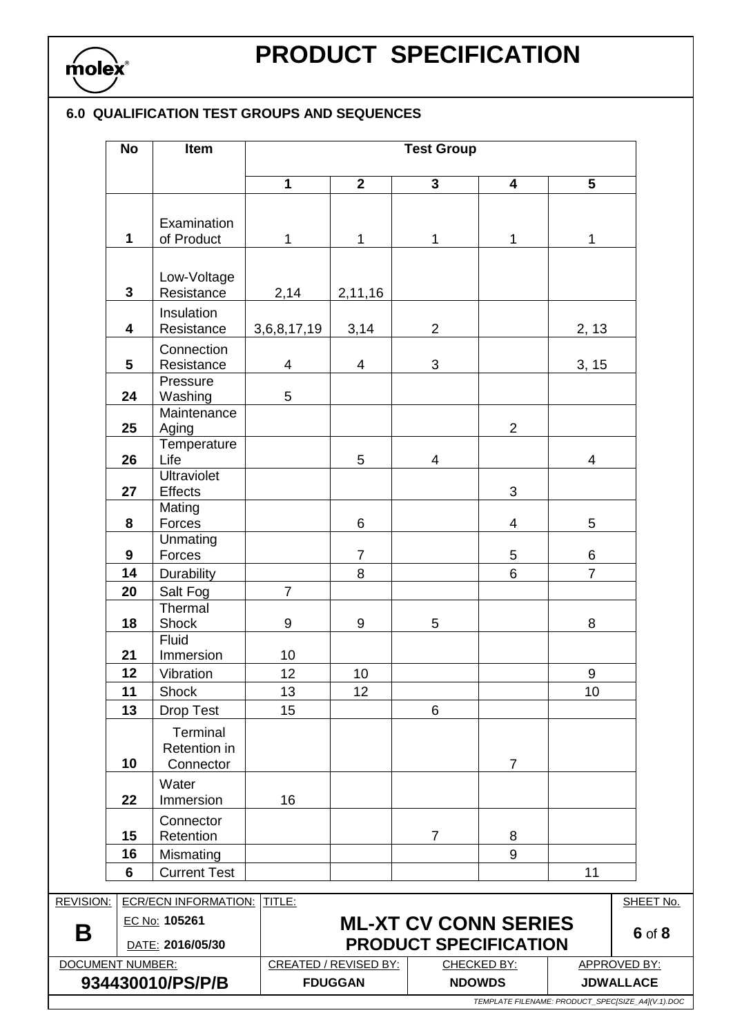## 6.0 QUALIFICATION TEST GROUPS AND SEQUENCES

| No | Item | Test Group | | | | |
|---|---|---|---|---|---|---|
| | | 1 | 2 | 3 | 4 | 5 |
| 1 | Examination of Product | 1 | 1 | 1 | 1 | 1 |
| 3 | Low-Voltage Resistance | 2,14 | 2,11,16 | | | |
| 4 | Insulation Resistance | 3,6,8,17,19 | 3,14 | 2 | | 2, 13 |
| 5 | Connection Resistance | 4 | 4 | 3 | | 3, 15 |
| 24 | Pressure Washing | 5 | | | | |
| 25 | Maintenance Aging | | | | 2 | |
| 26 | Temperature Life | | 5 | 4 | | 4 |
| 27 | Ultraviolet Effects | | | | 3 | |
| 8 | Mating Forces | | 6 | | 4 | 5 |
| 9 | Unmating Forces | | 7 | | 5 | 6 |
| 14 | Durability | | 8 | | 6 | 7 |
| 20 | Salt Fog | 7 | | | | |
| 18 | Thermal Shock | 9 | 9 | 5 | | 8 |
| 21 | Fluid Immersion | 10 | | | | |
| 12 | Vibration | 12 | 10 | | | 9 |
| 11 | Shock | 13 | 12 | | | 10 |
| 13 | Drop Test | 15 | | 6 | | |
| 10 | Terminal Retention in Connector | | | | 7 | |
| 22 | Water Immersion | 16 | | | | |
| 15 | Connector Retention | | | 7 | 8 | |
| 16 | Mismating | | | | 9 | |
| 6 | Current Test | | | | | 11 |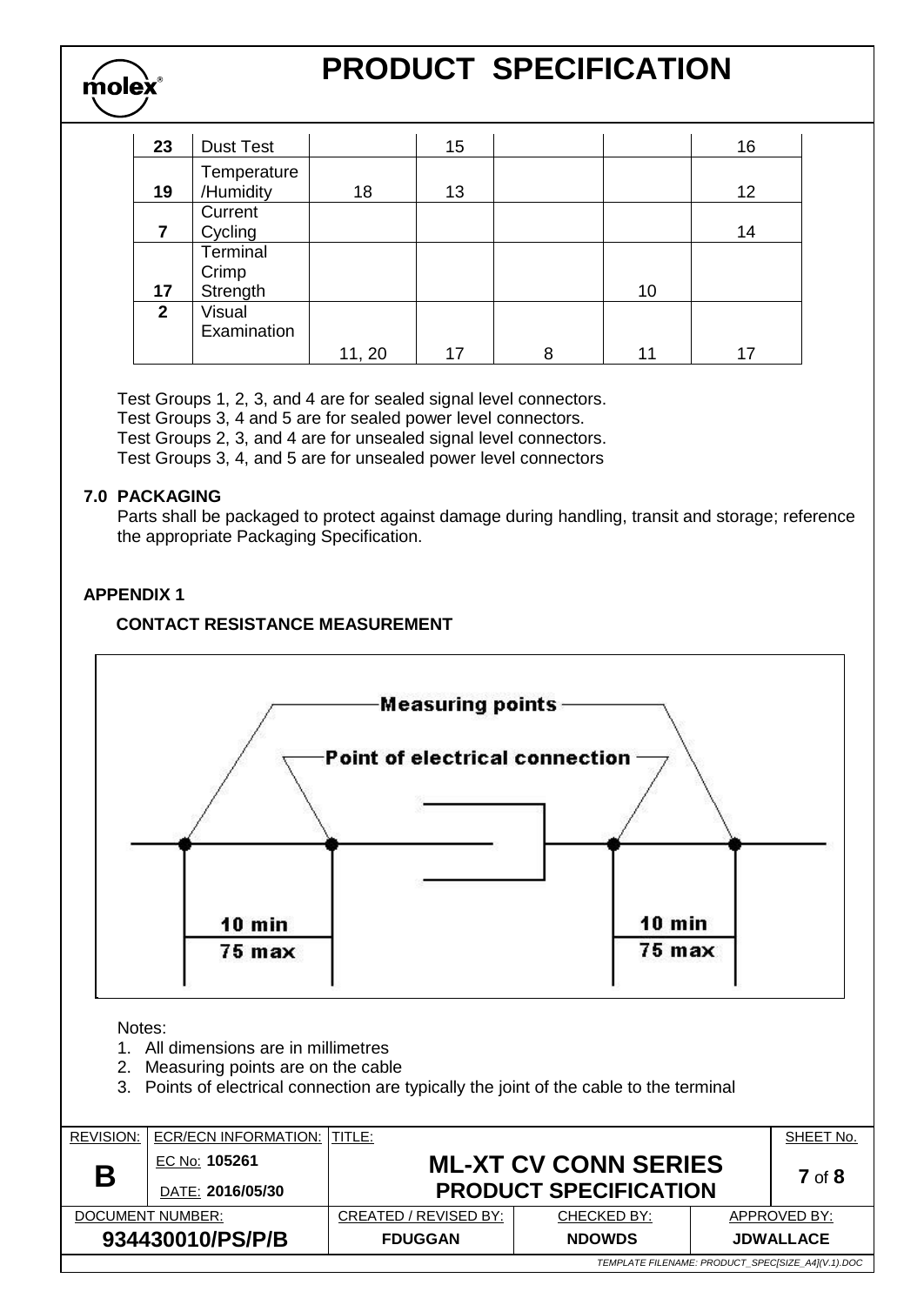| 23 | Dust Test | | 15 | | | 16 |
|---|---|---|---|---|---|---|
| 19 | Temperature /Humidity | 18 | 13 | | | 12 |
| 7 | Current Cycling | | | | | 14 |
| 17 | Terminal Crimp Strength | | | | 10 | |
| 2 | Visual Examination | 11, 20 | 17 | 8 | 11 | 17 |

Test Groups 1, 2, 3, and 4 are for sealed signal level connectors.
Test Groups 3, 4 and 5 are for sealed power level connectors.
Test Groups 2, 3, and 4 are for unsealed signal level connectors.
Test Groups 3, 4, and 5 are for unsealed power level connectors

## 7.0 PACKAGING

Parts shall be packaged to protect against damage during handling, transit and storage; reference the appropriate Packaging Specification.

## APPENDIX 1

### CONTACT RESISTANCE MEASUREMENT

Measuring points

Point of electrical connection

10 min
75 max

10 min
75 max

Notes:

1. All dimensions are in millimetres
2. Measuring points are on the cable
3. Points of electrical connection are typically the joint of the cable to the terminal

| REVISION: | ECR/ECN INFORMATION: | TITLE: | | | SHEET No. |
|---|---|---|---|---|---|
| B | EC No: 105261 DATE: 2016/05/30 | ML-XT CV CONN SERIES PRODUCT SPECIFICATION | | | 7 of 8 |
| DOCUMENT NUMBER: | | CREATED / REVISED BY: | CHECKED BY: | APPROVED BY: | |
| 934430010/PS/P/B | | FDUGGAN | NDOWDS | JDWALLACE | |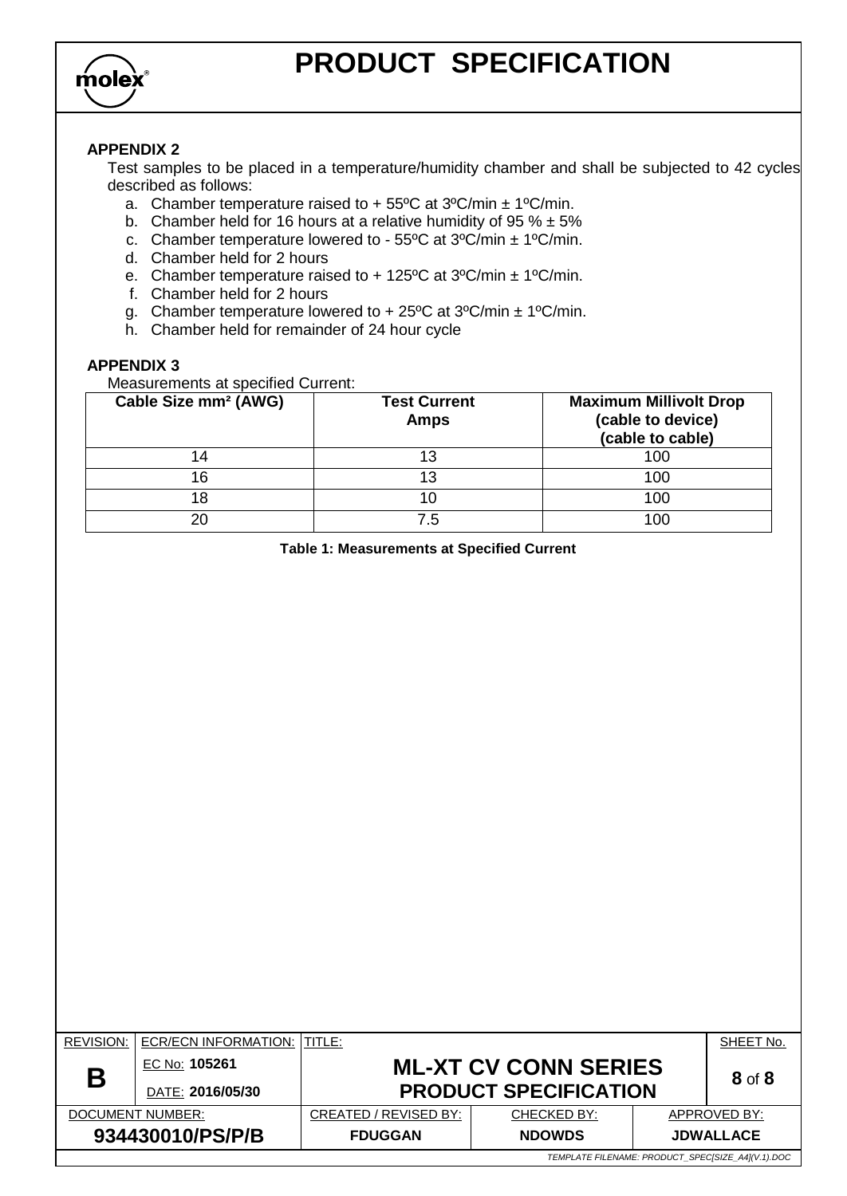**APPENDIX 2**

Test samples to be placed in a temperature/humidity chamber and shall be subjected to 42 cycles described as follows:

a. Chamber temperature raised to + 55ºC at 3ºC/min ± 1ºC/min.
b. Chamber held for 16 hours at a relative humidity of 95 % ± 5%
c. Chamber temperature lowered to - 55ºC at 3ºC/min ± 1ºC/min.
d. Chamber held for 2 hours
e. Chamber temperature raised to + 125ºC at 3ºC/min ± 1ºC/min.
f. Chamber held for 2 hours
g. Chamber temperature lowered to + 25ºC at 3ºC/min ± 1ºC/min.
h. Chamber held for remainder of 24 hour cycle

**APPENDIX 3**

Measurements at specified Current:

| Cable Size mm² (AWG) | Test Current Amps | Maximum Millivolt Drop (cable to device) (cable to cable) |
|---|---|---|
| 14 | 13 | 100 |
| 16 | 13 | 100 |
| 18 | 10 | 100 |
| 20 | 7.5 | 100 |

**Table 1: Measurements at Specified Current**